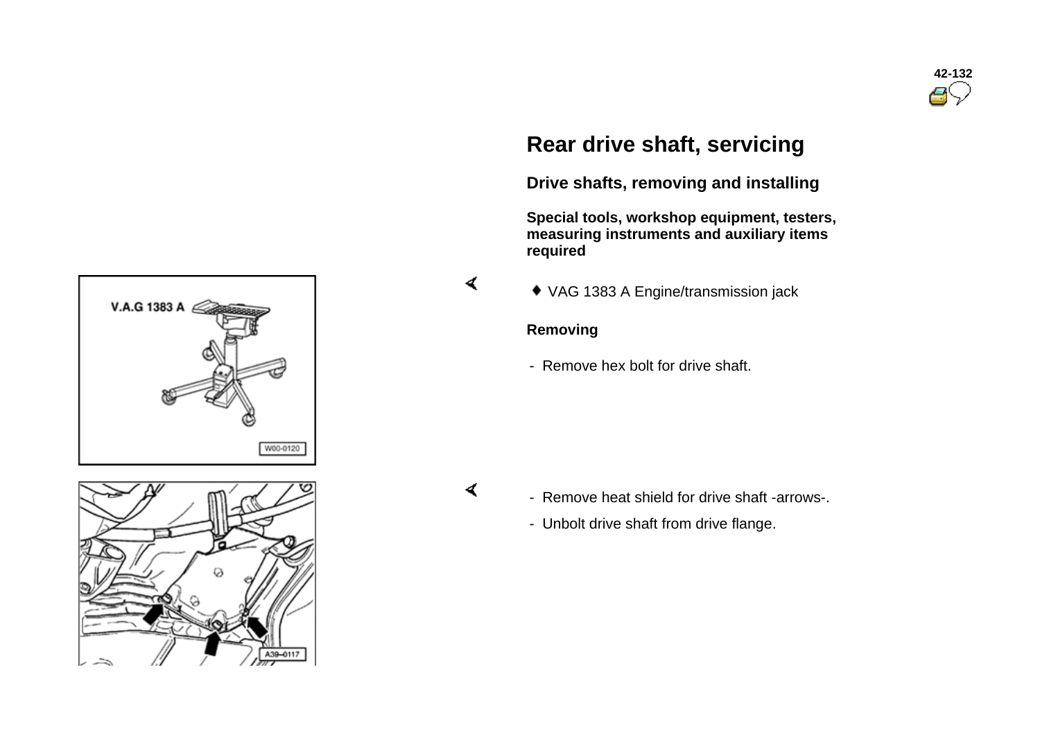# Rear drive shaft, servicing

## Drive shafts, removing and installing

**Special tools, workshop equipment, testers, measuring instruments and auxiliary items required**

- VAG 1383 A Engine/transmission jack

**Removing**

- Remove hex bolt for drive shaft.

- Remove heat shield for drive shaft -arrows-.
- Unbolt drive shaft from drive flange.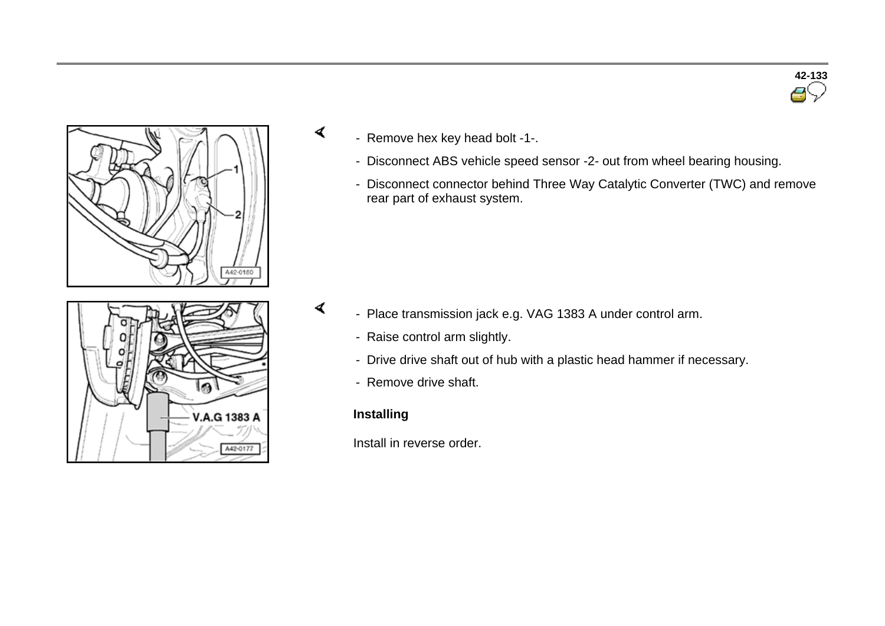- Remove hex key head bolt -1-.
- Disconnect ABS vehicle speed sensor -2- out from wheel bearing housing.
- Disconnect connector behind Three Way Catalytic Converter (TWC) and remove rear part of exhaust system.

- Place transmission jack e.g. VAG 1383 A under control arm.
- Raise control arm slightly.
- Drive drive shaft out of hub with a plastic head hammer if necessary.
- Remove drive shaft.

**Installing**

Install in reverse order.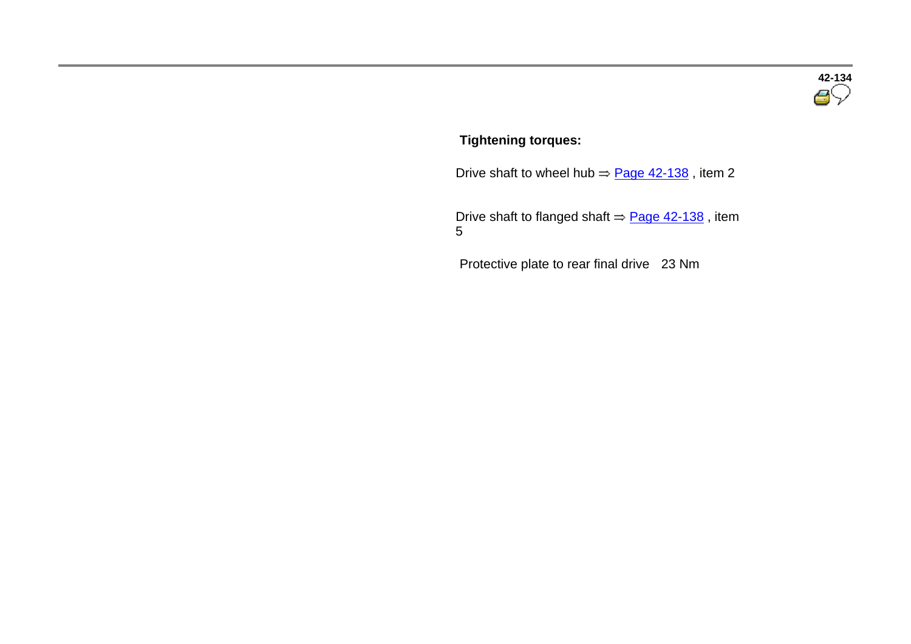**Tightening torques:**

Drive shaft to wheel hub ⇒ Page 42-138 , item 2

Drive shaft to flanged shaft ⇒ Page 42-138 , item 5

Protective plate to rear final drive   23 Nm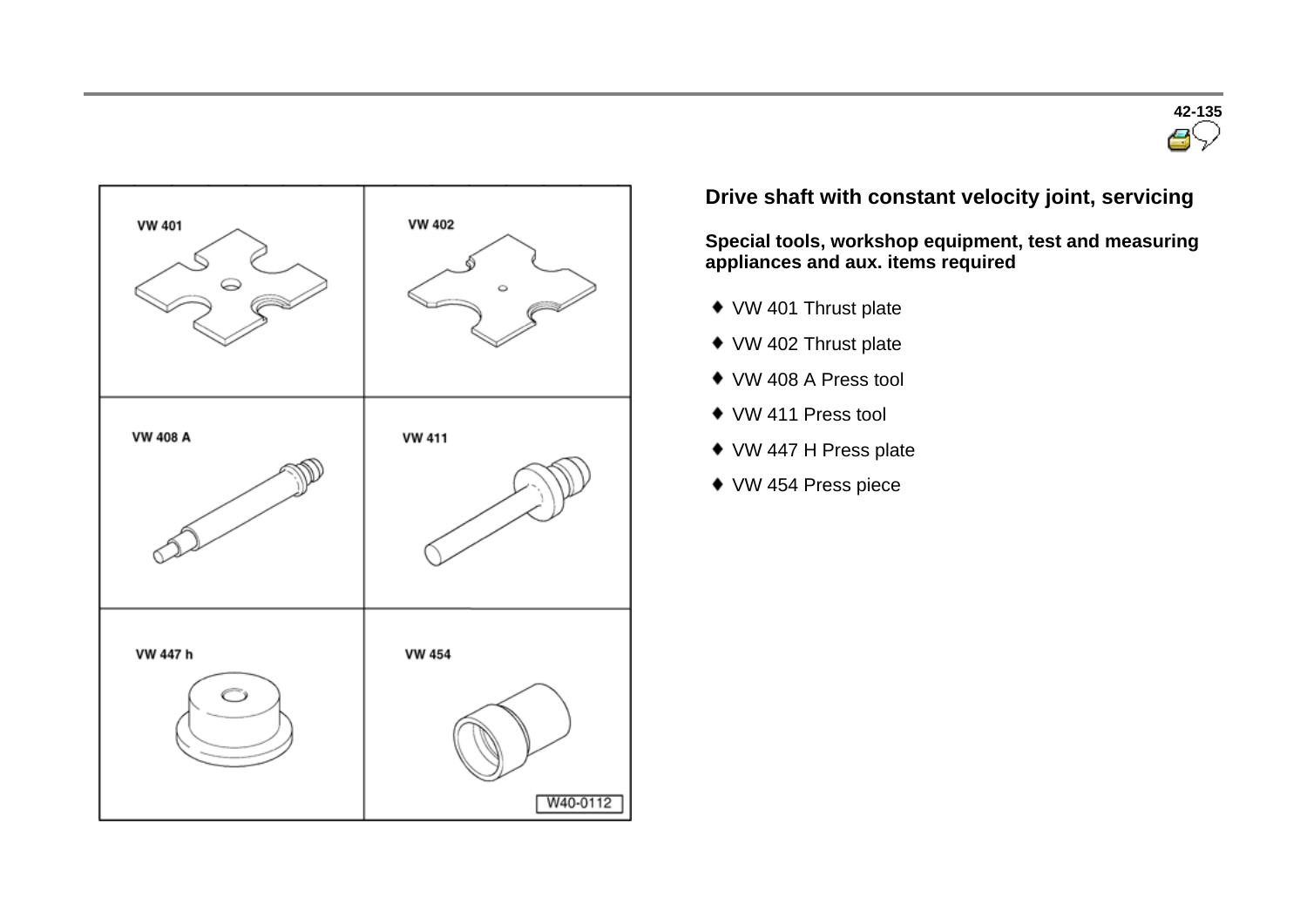## Drive shaft with constant velocity joint, servicing

**Special tools, workshop equipment, test and measuring appliances and aux. items required**

- VW 401 Thrust plate
- VW 402 Thrust plate
- VW 408 A Press tool
- VW 411 Press tool
- VW 447 H Press plate
- VW 454 Press piece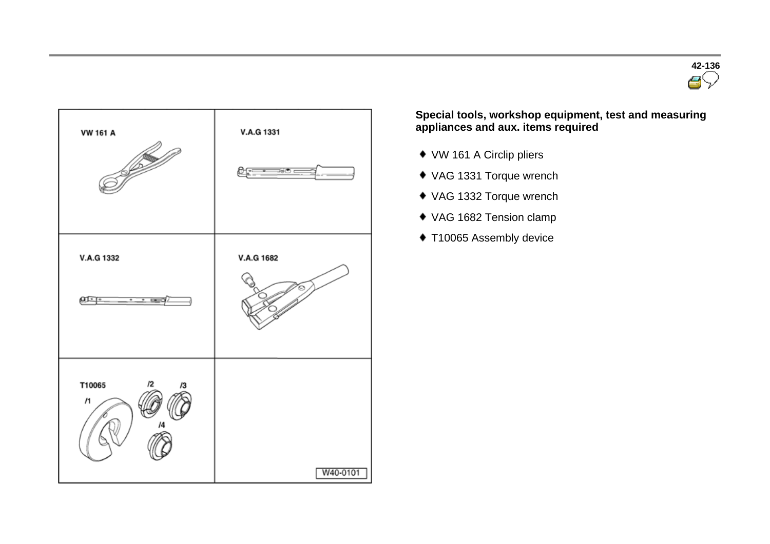**Special tools, workshop equipment, test and measuring appliances and aux. items required**

- VW 161 A Circlip pliers
- VAG 1331 Torque wrench
- VAG 1332 Torque wrench
- VAG 1682 Tension clamp
- T10065 Assembly device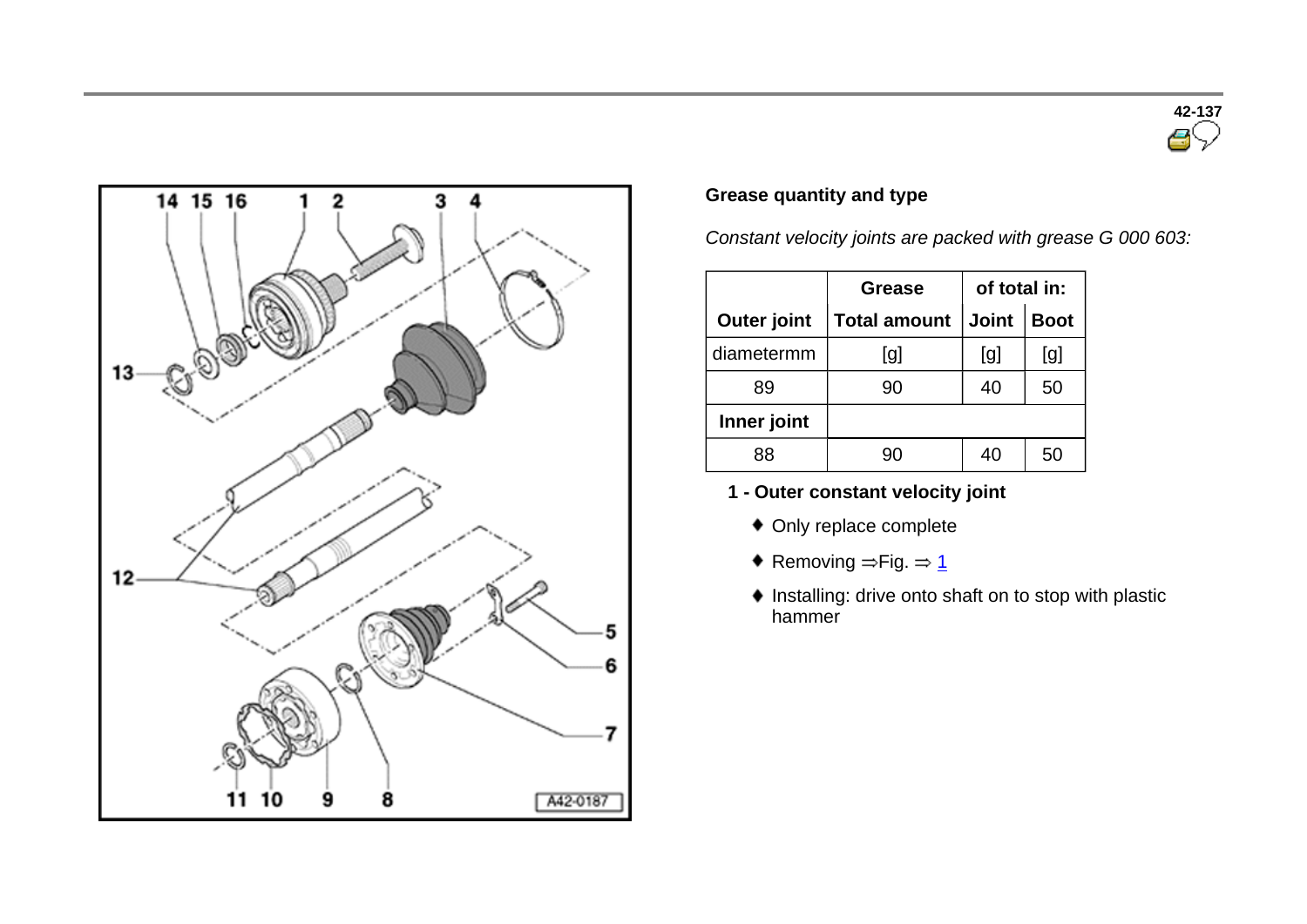## Grease quantity and type

*Constant velocity joints are packed with grease G 000 603:*

| | Grease | of total in: | |
|---|---|---|---|
| Outer joint | Total amount | Joint | Boot |
| diametermm | [g] | [g] | [g] |
| 89 | 90 | 40 | 50 |
| **Inner joint** | | | |
| 88 | 90 | 40 | 50 |

**1 - Outer constant velocity joint**

- Only replace complete
- Removing ⇒Fig. ⇒ 1
- Installing: drive onto shaft on to stop with plastic hammer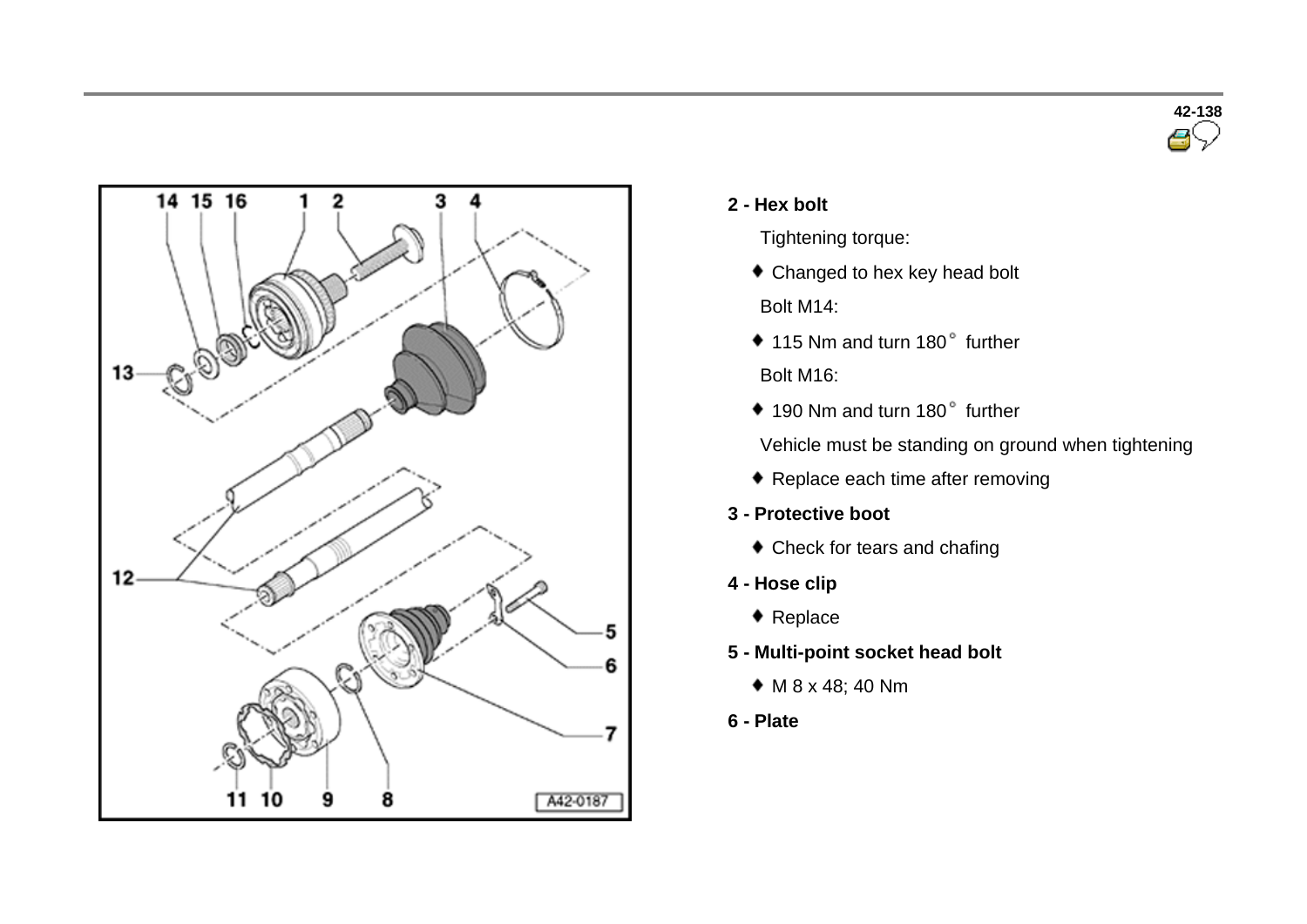**2 - Hex bolt**

Tightening torque:

- Changed to hex key head bolt

Bolt M14:

- 115 Nm and turn 180° further

Bolt M16:

- 190 Nm and turn 180° further

Vehicle must be standing on ground when tightening

- Replace each time after removing

**3 - Protective boot**

- Check for tears and chafing

**4 - Hose clip**

- Replace

**5 - Multi-point socket head bolt**

- M 8 x 48; 40 Nm

**6 - Plate**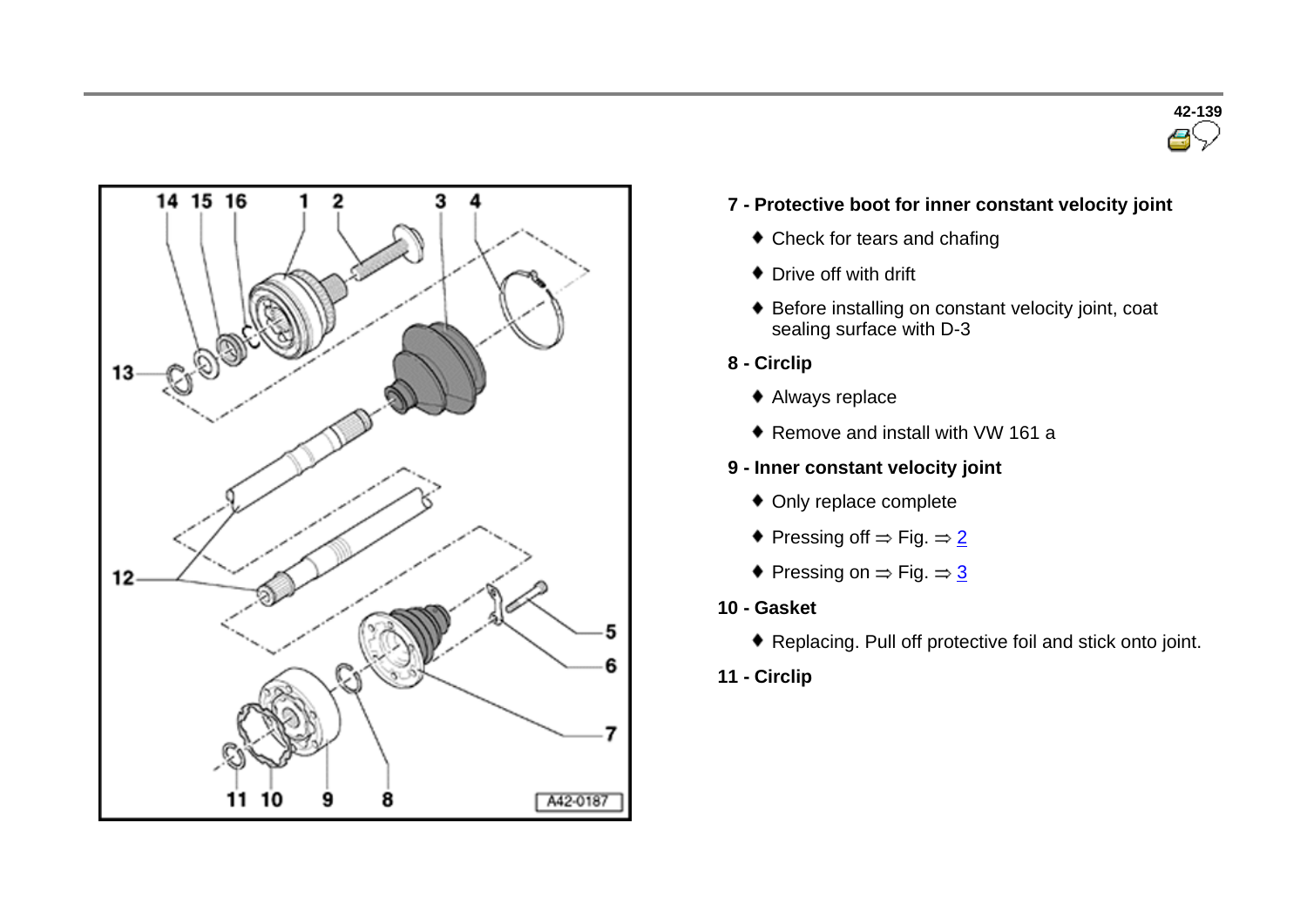**7 - Protective boot for inner constant velocity joint**

- Check for tears and chafing
- Drive off with drift
- Before installing on constant velocity joint, coat sealing surface with D-3

**8 - Circlip**

- Always replace
- Remove and install with VW 161 a

**9 - Inner constant velocity joint**

- Only replace complete
- Pressing off ⇒ Fig. ⇒ 2
- Pressing on ⇒ Fig. ⇒ 3

**10 - Gasket**

- Replacing. Pull off protective foil and stick onto joint.

**11 - Circlip**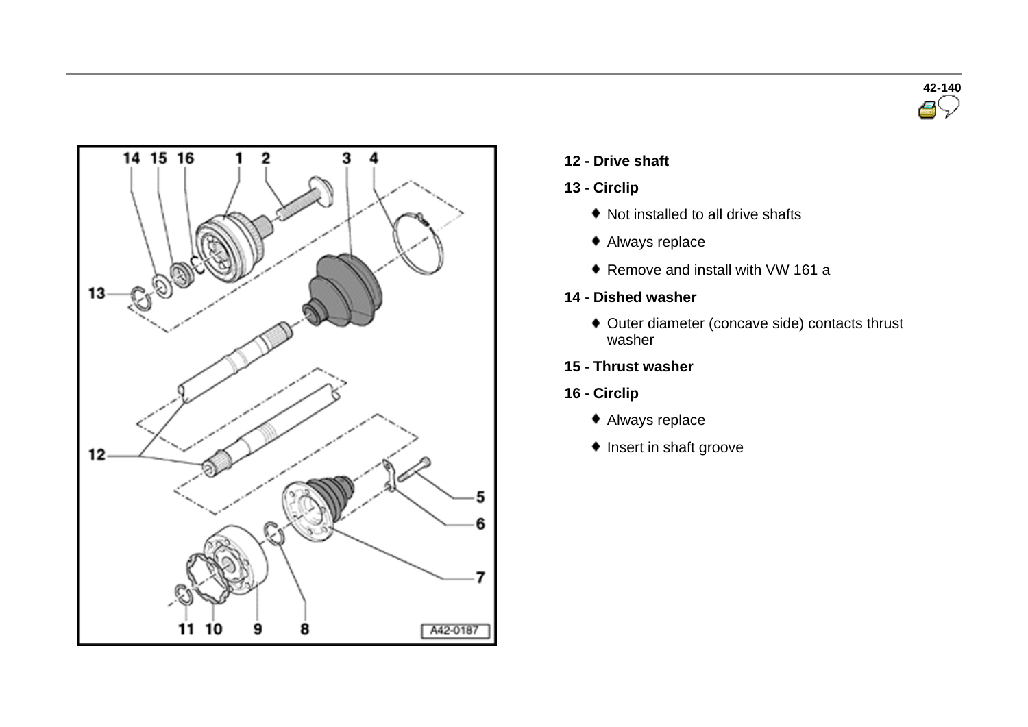**12 - Drive shaft**

**13 - Circlip**

- Not installed to all drive shafts
- Always replace
- Remove and install with VW 161 a

**14 - Dished washer**

- Outer diameter (concave side) contacts thrust washer

**15 - Thrust washer**

**16 - Circlip**

- Always replace
- Insert in shaft groove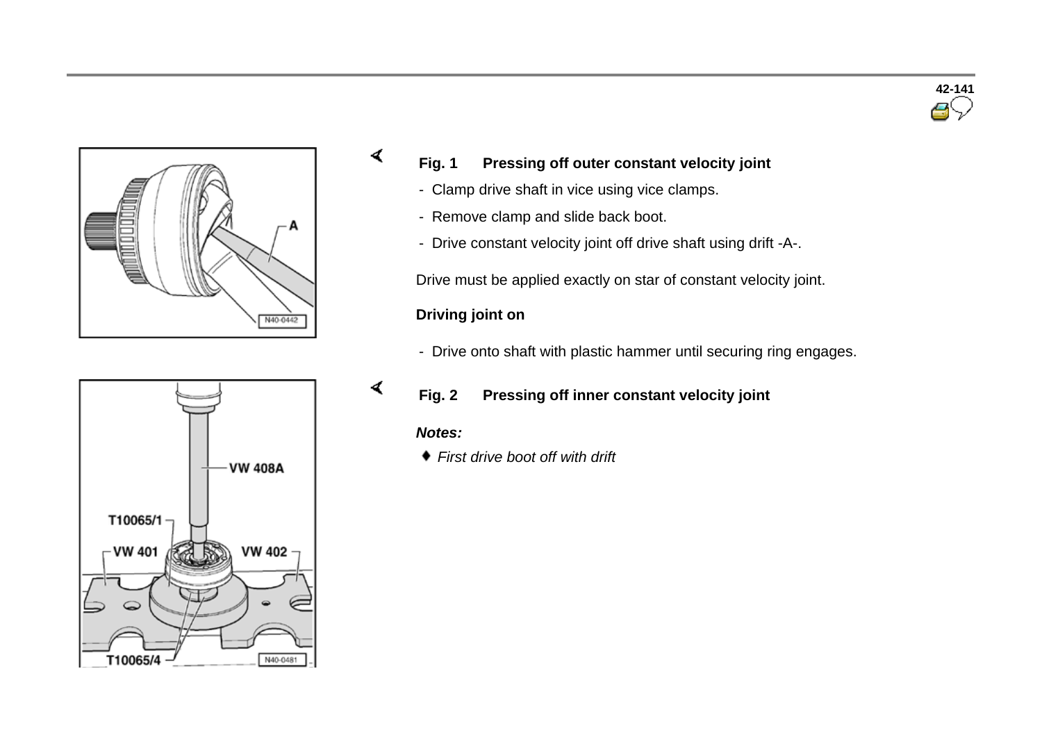**Fig. 1 Pressing off outer constant velocity joint**

- Clamp drive shaft in vice using vice clamps.
- Remove clamp and slide back boot.
- Drive constant velocity joint off drive shaft using drift -A-.

Drive must be applied exactly on star of constant velocity joint.

**Driving joint on**

- Drive onto shaft with plastic hammer until securing ring engages.

**Fig. 2 Pressing off inner constant velocity joint**

***Notes:***

- *First drive boot off with drift*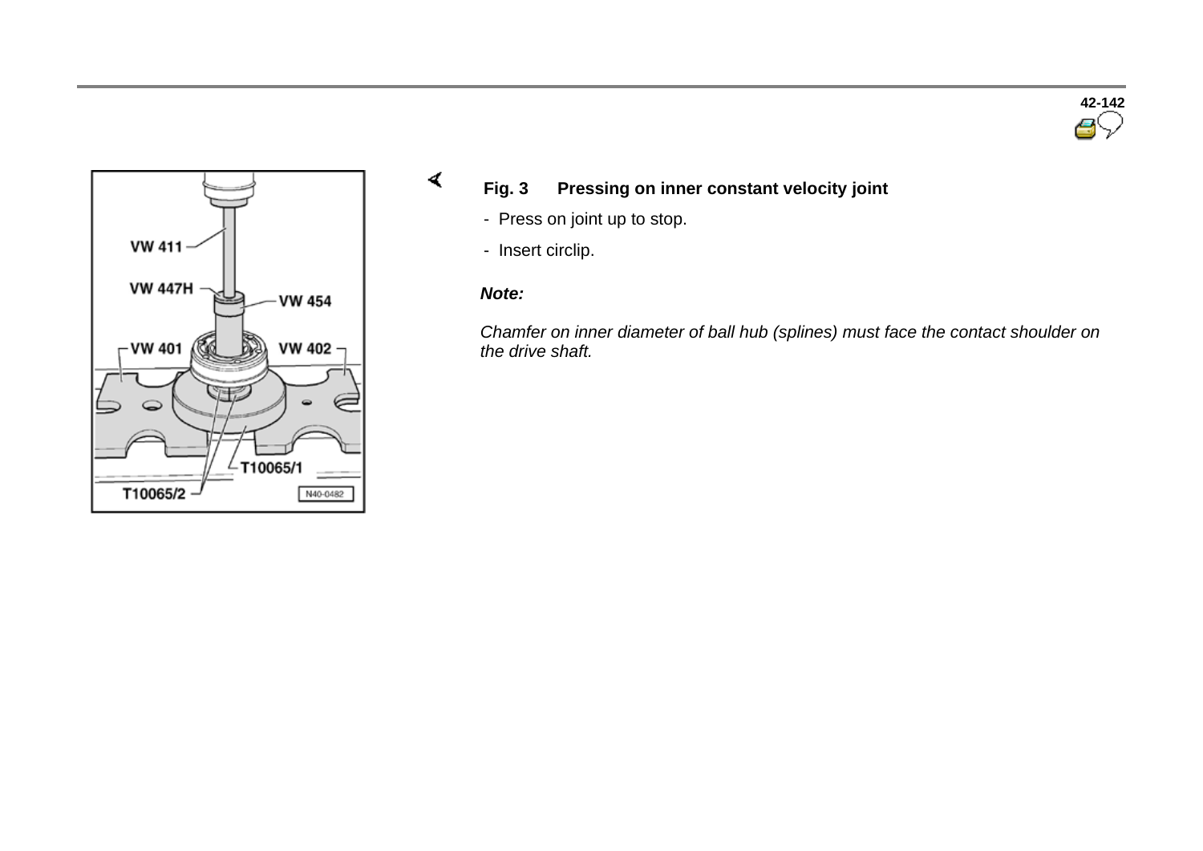VW 411

VW 447H

VW 454

VW 401

VW 402

T10065/1

T10065/2

N40-0482

**Fig. 3 Pressing on inner constant velocity joint**

- Press on joint up to stop.
- Insert circlip.

***Note:***

*Chamfer on inner diameter of ball hub (splines) must face the contact shoulder on the drive shaft.*